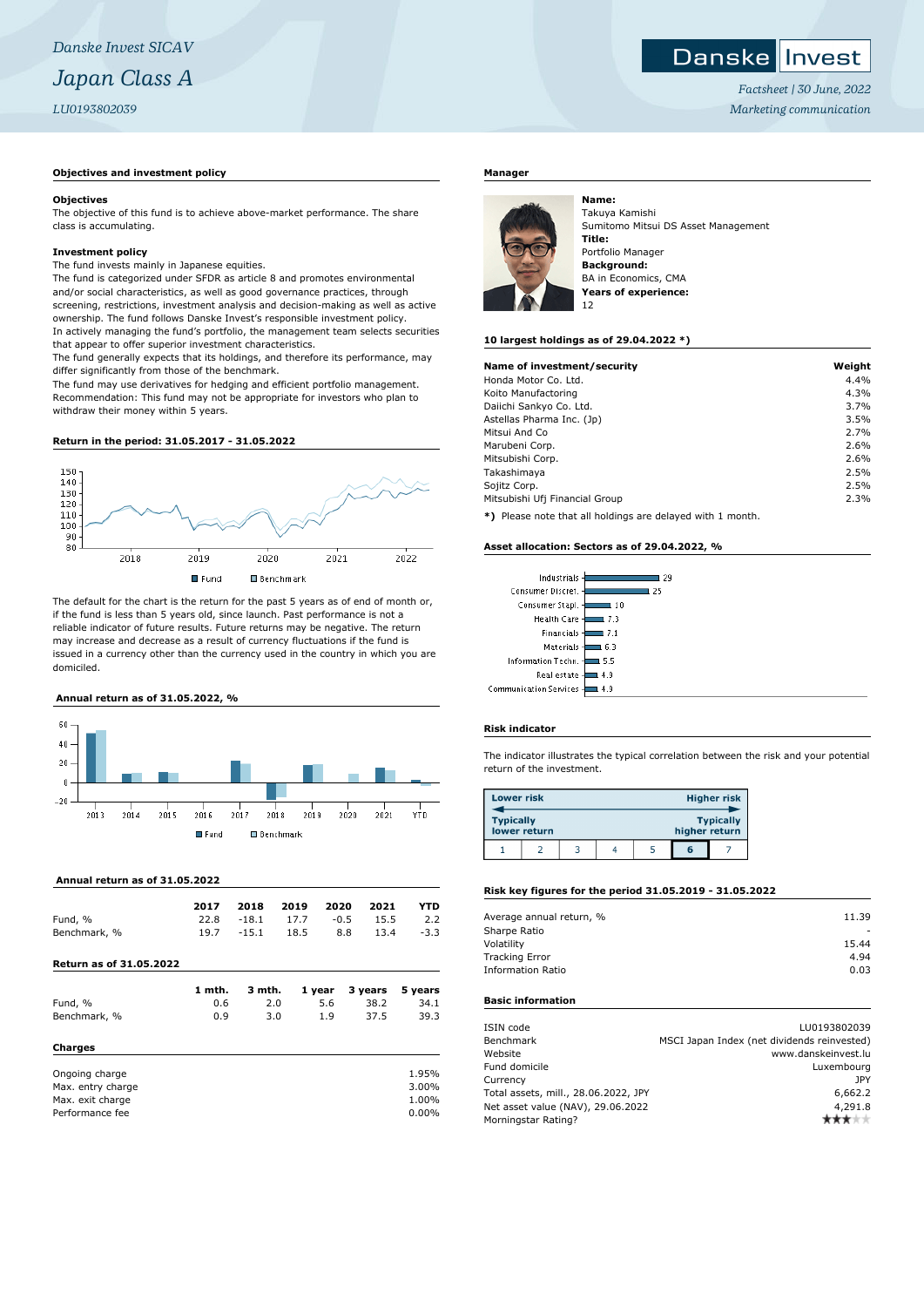*Danske Invest SICAV*

# *Japan Class A*

*LU0193802039*

Danske Invest

*Factsheet | 30 June, 2022*

*Marketing communication*

## Objectives and investment policy

**Objectives**

The objective of this fund is to achieve above-market performance. The share class is accumulating.

**Investment policy**

The fund invests mainly in Japanese equities.
The fund is categorized under SFDR as article 8 and promotes environmental and/or social characteristics, as well as good governance practices, through screening, restrictions, investment analysis and decision-making as well as active ownership. The fund follows Danske Invest's responsible investment policy.
In actively managing the fund's portfolio, the management team selects securities that appear to offer superior investment characteristics.
The fund generally expects that its holdings, and therefore its performance, may differ significantly from those of the benchmark.
The fund may use derivatives for hedging and efficient portfolio management.
Recommendation: This fund may not be appropriate for investors who plan to withdraw their money within 5 years.

## Return in the period: 31.05.2017 - 31.05.2022

Fund   Benchmark

The default for the chart is the return for the past 5 years as of end of month or, if the fund is less than 5 years old, since launch. Past performance is not a reliable indicator of future results. Future returns may be negative. The return may increase and decrease as a result of currency fluctuations if the fund is issued in a currency other than the currency used in the country in which you are domiciled.

## Annual return as of 31.05.2022, %

Fund   Benchmark

## Annual return as of 31.05.2022

| | 2017 | 2018 | 2019 | 2020 | 2021 | YTD |
|---|---|---|---|---|---|---|
| Fund, % | 22.8 | -18.1 | 17.7 | -0.5 | 15.5 | 2.2 |
| Benchmark, % | 19.7 | -15.1 | 18.5 | 8.8 | 13.4 | -3.3 |

## Return as of 31.05.2022

| | 1 mth. | 3 mth. | 1 year | 3 years | 5 years |
|---|---|---|---|---|---|
| Fund, % | 0.6 | 2.0 | 5.6 | 38.2 | 34.1 |
| Benchmark, % | 0.9 | 3.0 | 1.9 | 37.5 | 39.3 |

## Charges

| | |
|---|---|
| Ongoing charge | 1.95% |
| Max. entry charge | 3.00% |
| Max. exit charge | 1.00% |
| Performance fee | 0.00% |

## Manager

**Name:**
Takuya Kamishi
Sumitomo Mitsui DS Asset Management
**Title:**
Portfolio Manager
**Background:**
BA in Economics, CMA
**Years of experience:**
12

## 10 largest holdings as of 29.04.2022 *)

| Name of investment/security | Weight |
|---|---|
| Honda Motor Co. Ltd. | 4.4% |
| Koito Manufacturing | 4.3% |
| Daiichi Sankyo Co. Ltd. | 3.7% |
| Astellas Pharma Inc. (Jp) | 3.5% |
| Mitsui And Co | 2.7% |
| Marubeni Corp. | 2.6% |
| Mitsubishi Corp. | 2.6% |
| Takashimaya | 2.5% |
| Sojitz Corp. | 2.5% |
| Mitsubishi Ufj Financial Group | 2.3% |

**\*)** Please note that all holdings are delayed with 1 month.

## Asset allocation: Sectors as of 29.04.2022, %

| Sector | % |
|---|---|
| Industrials | 29 |
| Consumer Discret. | 25 |
| Consumer Stapl. | 10 |
| Health Care | 7.3 |
| Financials | 7.1 |
| Materials | 6.3 |
| Information Techn. | 5.5 |
| Real estate | 4.9 |
| Communication Services | 4.9 |

## Risk indicator

The indicator illustrates the typical correlation between the risk and your potential return of the investment.

Lower risk — Higher risk
Typically lower return — Typically higher return

| 1 | 2 | 3 | 4 | 5 | **6** | 7 |
|---|---|---|---|---|---|---|

## Risk key figures for the period 31.05.2019 - 31.05.2022

| | |
|---|---|
| Average annual return, % | 11.39 |
| Sharpe Ratio | - |
| Volatility | 15.44 |
| Tracking Error | 4.94 |
| Information Ratio | 0.03 |

## Basic information

| | |
|---|---|
| ISIN code | LU0193802039 |
| Benchmark | MSCI Japan Index (net dividends reinvested) |
| Website | www.danskeinvest.lu |
| Fund domicile | Luxembourg |
| Currency | JPY |
| Total assets, mill., 28.06.2022, JPY | 6,662.2 |
| Net asset value (NAV), 29.06.2022 | 4,291.8 |
| Morningstar Rating? | ★★★☆☆ |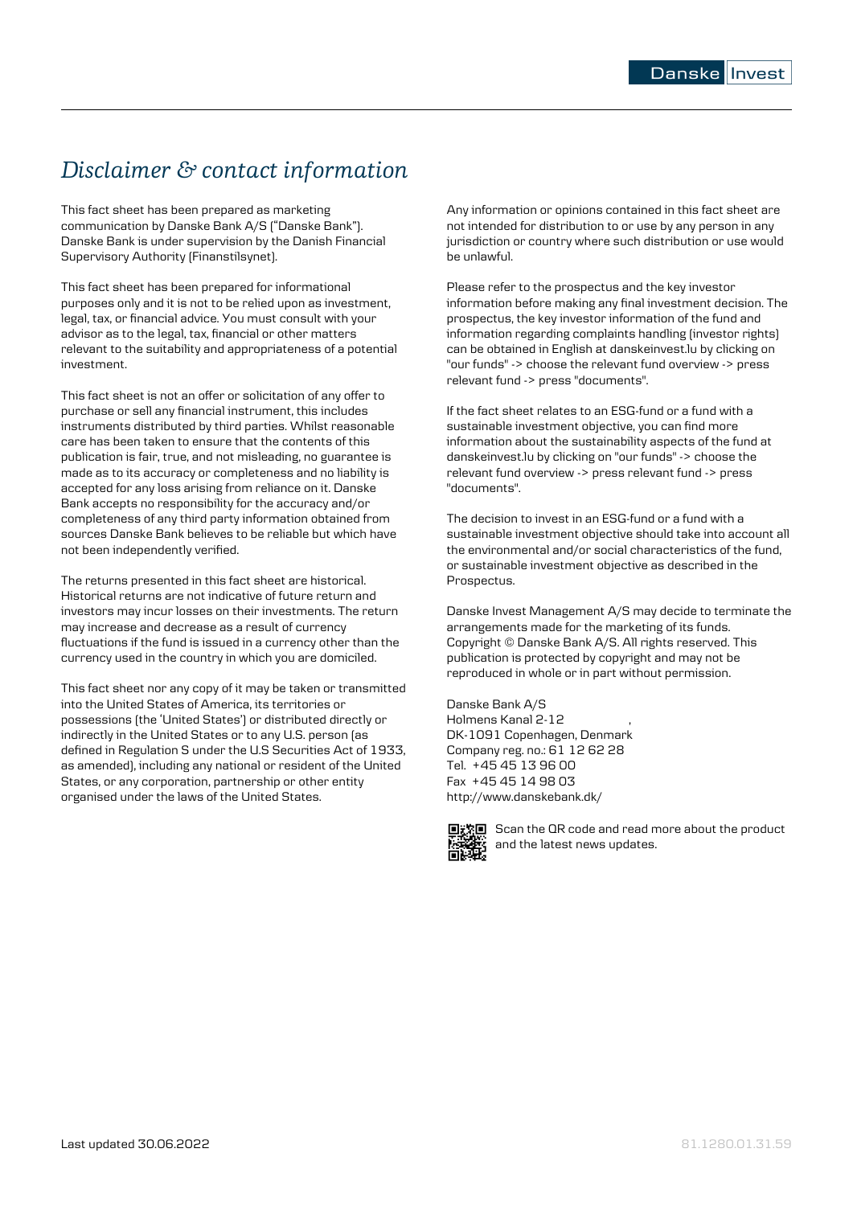# *Disclaimer & contact information*

This fact sheet has been prepared as marketing communication by Danske Bank A/S ("Danske Bank"). Danske Bank is under supervision by the Danish Financial Supervisory Authority (Finanstilsynet).

This fact sheet has been prepared for informational purposes only and it is not to be relied upon as investment, legal, tax, or financial advice. You must consult with your advisor as to the legal, tax, financial or other matters relevant to the suitability and appropriateness of a potential investment.

This fact sheet is not an offer or solicitation of any offer to purchase or sell any financial instrument, this includes instruments distributed by third parties. Whilst reasonable care has been taken to ensure that the contents of this publication is fair, true, and not misleading, no guarantee is made as to its accuracy or completeness and no liability is accepted for any loss arising from reliance on it. Danske Bank accepts no responsibility for the accuracy and/or completeness of any third party information obtained from sources Danske Bank believes to be reliable but which have not been independently verified.

The returns presented in this fact sheet are historical. Historical returns are not indicative of future return and investors may incur losses on their investments. The return may increase and decrease as a result of currency fluctuations if the fund is issued in a currency other than the currency used in the country in which you are domiciled.

This fact sheet nor any copy of it may be taken or transmitted into the United States of America, its territories or possessions (the 'United States') or distributed directly or indirectly in the United States or to any U.S. person (as defined in Regulation S under the U.S Securities Act of 1933, as amended), including any national or resident of the United States, or any corporation, partnership or other entity organised under the laws of the United States.

Any information or opinions contained in this fact sheet are not intended for distribution to or use by any person in any jurisdiction or country where such distribution or use would be unlawful.

Please refer to the prospectus and the key investor information before making any final investment decision. The prospectus, the key investor information of the fund and information regarding complaints handling (investor rights) can be obtained in English at danskeinvest.lu by clicking on "our funds" -> choose the relevant fund overview -> press relevant fund -> press "documents".

If the fact sheet relates to an ESG-fund or a fund with a sustainable investment objective, you can find more information about the sustainability aspects of the fund at danskeinvest.lu by clicking on "our funds" -> choose the relevant fund overview -> press relevant fund -> press "documents".

The decision to invest in an ESG-fund or a fund with a sustainable investment objective should take into account all the environmental and/or social characteristics of the fund, or sustainable investment objective as described in the Prospectus.

Danske Invest Management A/S may decide to terminate the arrangements made for the marketing of its funds. Copyright © Danske Bank A/S. All rights reserved. This publication is protected by copyright and may not be reproduced in whole or in part without permission.

Danske Bank A/S
Holmens Kanal 2-12
DK-1091 Copenhagen, Denmark
Company reg. no.: 61 12 62 28
Tel. +45 45 13 96 00
Fax +45 45 14 98 03
http://www.danskebank.dk/

Scan the QR code and read more about the product and the latest news updates.

Last updated 30.06.2022

81.1280.01.31.59